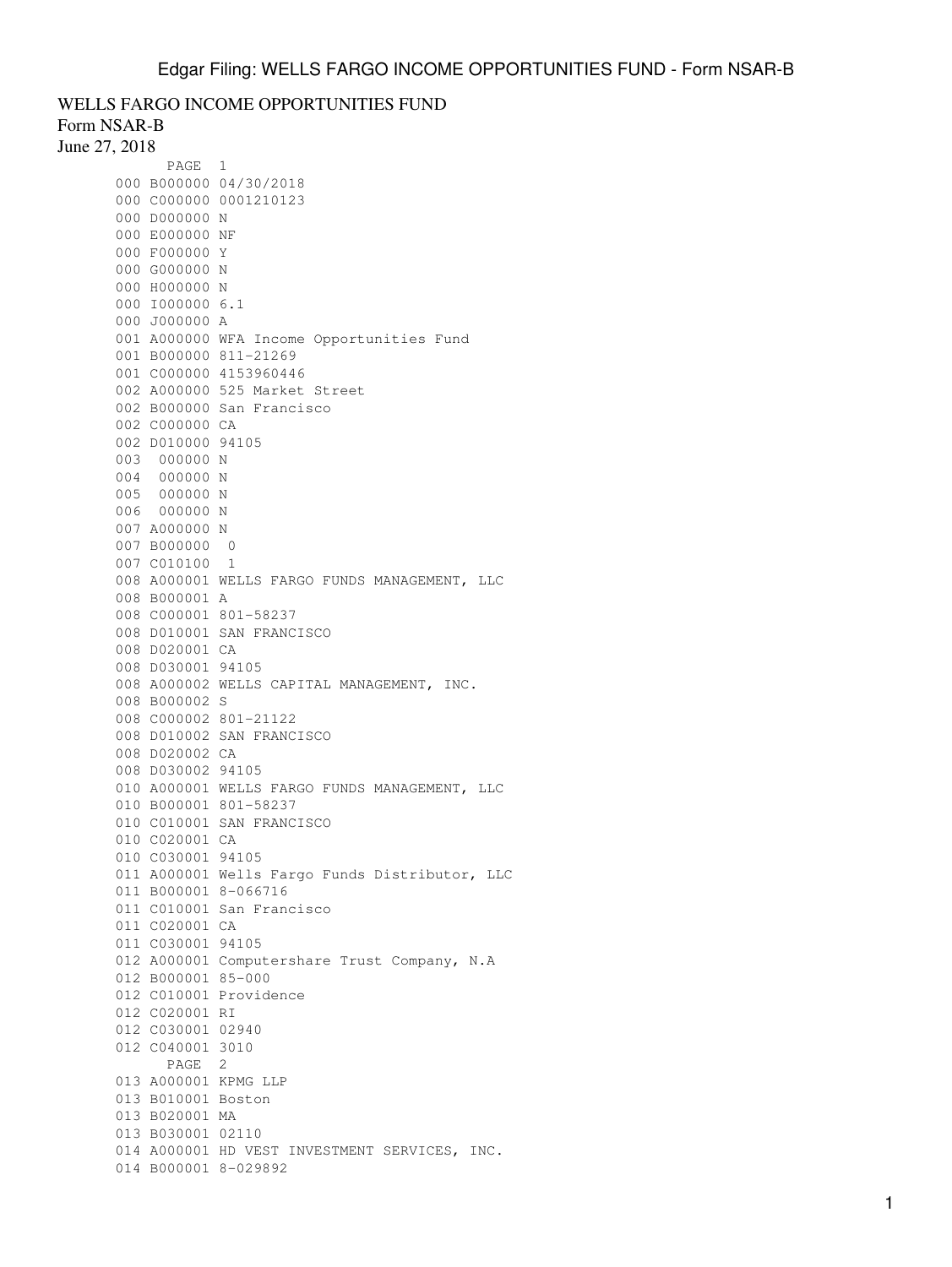WELLS FARGO INCOME OPPORTUNITIES FUND
Form NSAR-B
June 27, 2018

```
        PAGE  1
000 B000000 04/30/2018
000 C000000 0001210123
000 D000000 N
000 E000000 NF
000 F000000 Y
000 G000000 N
000 H000000 N
000 I000000 6.1
000 J000000 A
001 A000000 WFA Income Opportunities Fund
001 B000000 811-21269
001 C000000 4153960446
002 A000000 525 Market Street
002 B000000 San Francisco
002 C000000 CA
002 D010000 94105
003  000000 N
004  000000 N
005  000000 N
006  000000 N
007 A000000 N
007 B000000  0
007 C010100  1
008 A000001 WELLS FARGO FUNDS MANAGEMENT, LLC
008 B000001 A
008 C000001 801-58237
008 D010001 SAN FRANCISCO
008 D020001 CA
008 D030001 94105
008 A000002 WELLS CAPITAL MANAGEMENT, INC.
008 B000002 S
008 C000002 801-21122
008 D010002 SAN FRANCISCO
008 D020002 CA
008 D030002 94105
010 A000001 WELLS FARGO FUNDS MANAGEMENT, LLC
010 B000001 801-58237
010 C010001 SAN FRANCISCO
010 C020001 CA
010 C030001 94105
011 A000001 Wells Fargo Funds Distributor, LLC
011 B000001 8-066716
011 C010001 San Francisco
011 C020001 CA
011 C030001 94105
012 A000001 Computershare Trust Company, N.A
012 B000001 85-000
012 C010001 Providence
012 C020001 RI
012 C030001 02940
012 C040001 3010
        PAGE  2
013 A000001 KPMG LLP
013 B010001 Boston
013 B020001 MA
013 B030001 02110
014 A000001 HD VEST INVESTMENT SERVICES, INC.
014 B000001 8-029892
```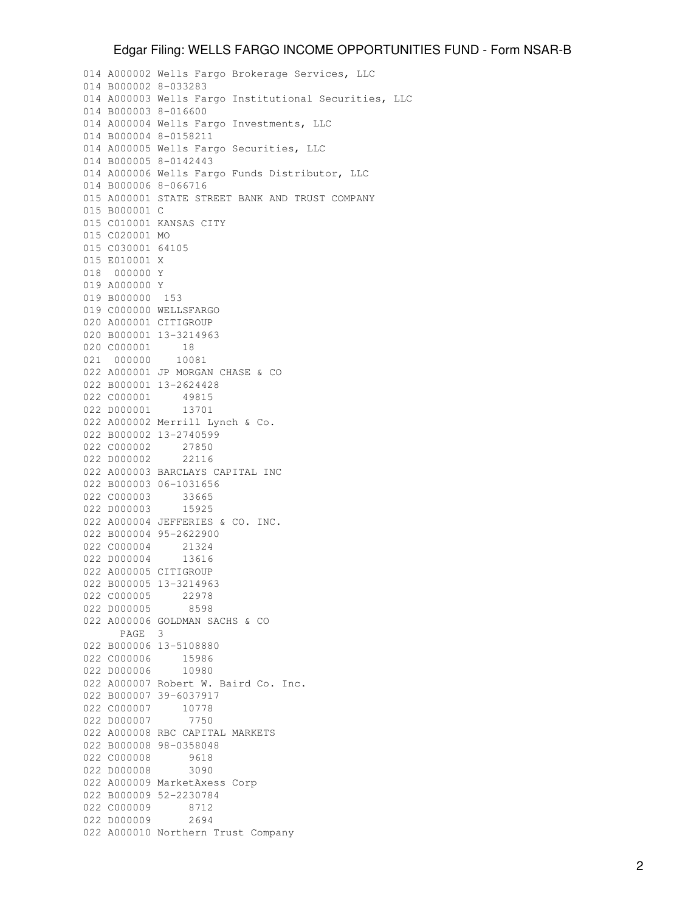```
014 A000002 Wells Fargo Brokerage Services, LLC
014 B000002 8-033283
014 A000003 Wells Fargo Institutional Securities, LLC
014 B000003 8-016600
014 A000004 Wells Fargo Investments, LLC
014 B000004 8-0158211
014 A000005 Wells Fargo Securities, LLC
014 B000005 8-0142443
014 A000006 Wells Fargo Funds Distributor, LLC
014 B000006 8-066716
015 A000001 STATE STREET BANK AND TRUST COMPANY
015 B000001 C
015 C010001 KANSAS CITY
015 C020001 MO
015 C030001 64105
015 E010001 X
018  000000 Y
019 A000000 Y
019 B000000  153
019 C000000 WELLSFARGO
020 A000001 CITIGROUP
020 B000001 13-3214963
020 C000001      18
021  000000     10081
022 A000001 JP MORGAN CHASE & CO
022 B000001 13-2624428
022 C000001     49815
022 D000001     13701
022 A000002 Merrill Lynch & Co.
022 B000002 13-2740599
022 C000002     27850
022 D000002     22116
022 A000003 BARCLAYS CAPITAL INC
022 B000003 06-1031656
022 C000003     33665
022 D000003     15925
022 A000004 JEFFERIES & CO. INC.
022 B000004 95-2622900
022 C000004     21324
022 D000004     13616
022 A000005 CITIGROUP
022 B000005 13-3214963
022 C000005     22978
022 D000005      8598
022 A000006 GOLDMAN SACHS & CO
      PAGE  3
022 B000006 13-5108880
022 C000006     15986
022 D000006     10980
022 A000007 Robert W. Baird Co. Inc.
022 B000007 39-6037917
022 C000007     10778
022 D000007      7750
022 A000008 RBC CAPITAL MARKETS
022 B000008 98-0358048
022 C000008      9618
022 D000008      3090
022 A000009 MarketAxess Corp
022 B000009 52-2230784
022 C000009      8712
022 D000009      2694
022 A000010 Northern Trust Company
```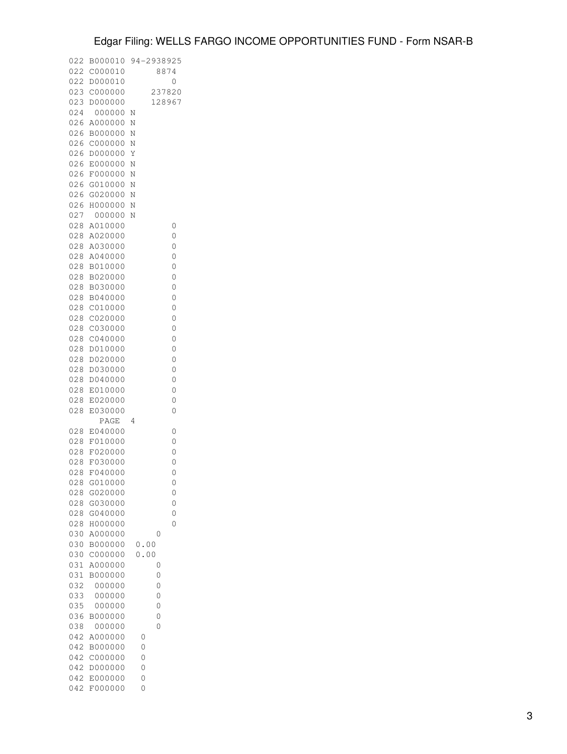```
022 B000010 94-2938925
022 C000010      8874
022 D000010         0
023 C000000    237820
023 D000000    128967
024  000000 N
026 A000000 N
026 B000000 N
026 C000000 N
026 D000000 Y
026 E000000 N
026 F000000 N
026 G010000 N
026 G020000 N
026 H000000 N
027  000000 N
028 A010000         0
028 A020000         0
028 A030000         0
028 A040000         0
028 B010000         0
028 B020000         0
028 B030000         0
028 B040000         0
028 C010000         0
028 C020000         0
028 C030000         0
028 C040000         0
028 D010000         0
028 D020000         0
028 D030000         0
028 D040000         0
028 E010000         0
028 E020000         0
028 E030000         0
      PAGE  4
028 E040000         0
028 F010000         0
028 F020000         0
028 F030000         0
028 F040000         0
028 G010000         0
028 G020000         0
028 G030000         0
028 G040000         0
028 H000000         0
030 A000000      0
030 B000000  0.00
030 C000000  0.00
031 A000000      0
031 B000000      0
032  000000      0
033  000000      0
035  000000      0
036 B000000      0
038  000000      0
042 A000000   0
042 B000000   0
042 C000000   0
042 D000000   0
042 E000000   0
042 F000000   0
```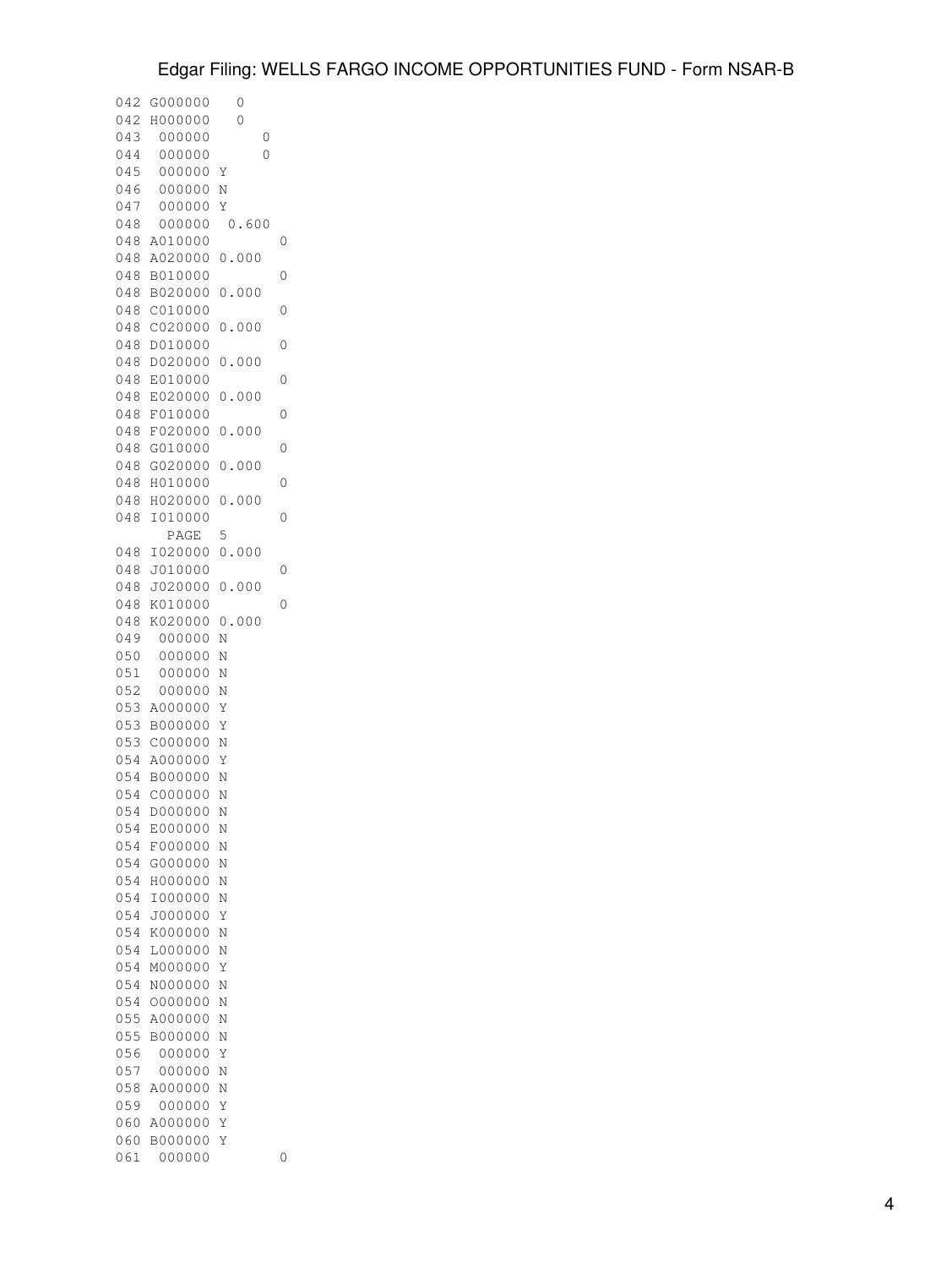```
042 G000000   0
042 H000000   0
043  000000      0
044  000000      0
045  000000 Y
046  000000 N
047  000000 Y
048  000000  0.600
048 A010000        0
048 A020000 0.000
048 B010000        0
048 B020000 0.000
048 C010000        0
048 C020000 0.000
048 D010000        0
048 D020000 0.000
048 E010000        0
048 E020000 0.000
048 F010000        0
048 F020000 0.000
048 G010000        0
048 G020000 0.000
048 H010000        0
048 H020000 0.000
048 I010000        0
      PAGE  5
048 I020000 0.000
048 J010000        0
048 J020000 0.000
048 K010000        0
048 K020000 0.000
049  000000 N
050  000000 N
051  000000 N
052  000000 N
053 A000000 Y
053 B000000 Y
053 C000000 N
054 A000000 Y
054 B000000 N
054 C000000 N
054 D000000 N
054 E000000 N
054 F000000 N
054 G000000 N
054 H000000 N
054 I000000 N
054 J000000 Y
054 K000000 N
054 L000000 N
054 M000000 Y
054 N000000 N
054 O000000 N
055 A000000 N
055 B000000 N
056  000000 Y
057  000000 N
058 A000000 N
059  000000 Y
060 A000000 Y
060 B000000 Y
061  000000        0
```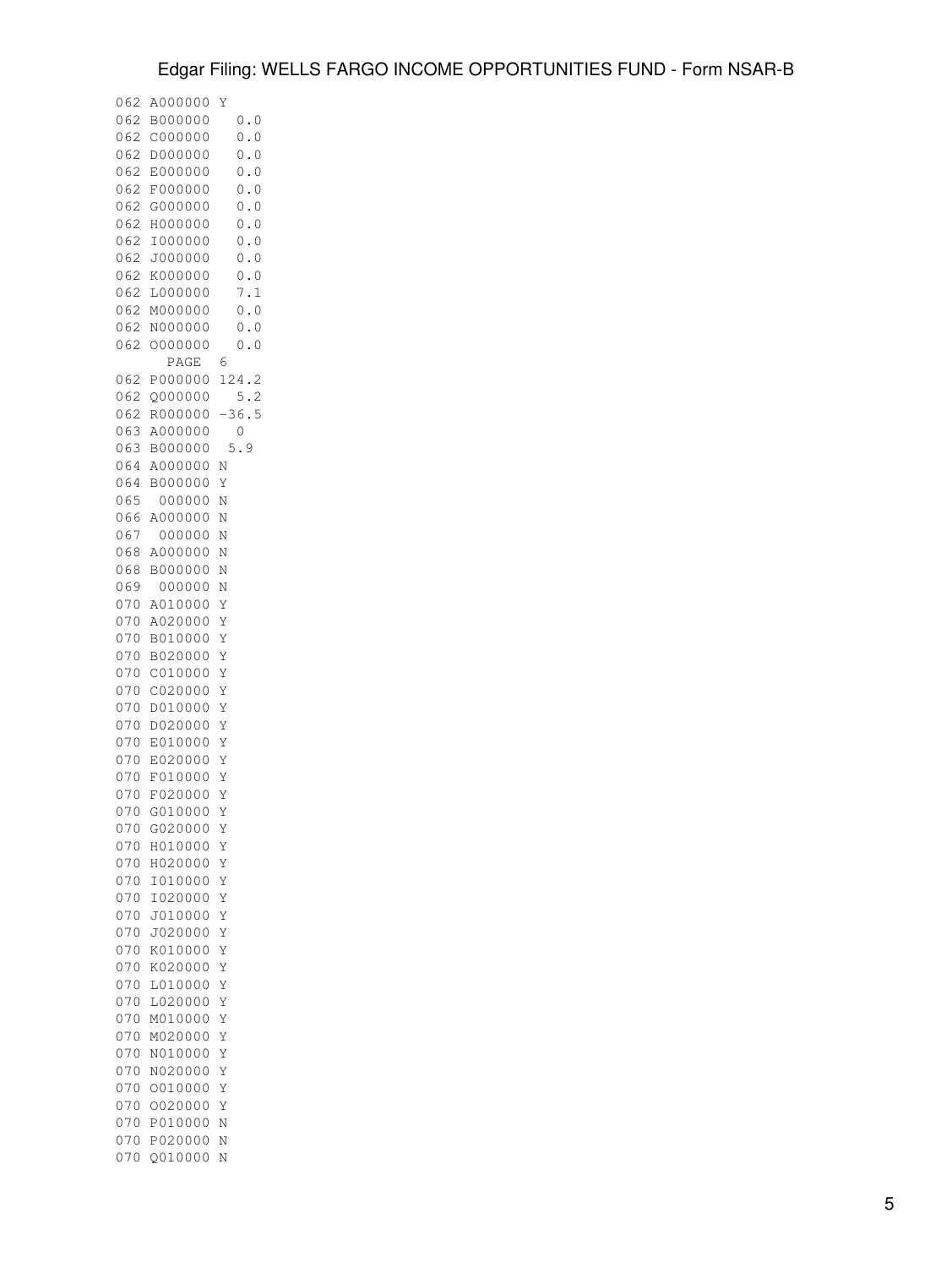```
062 A000000 Y
062 B000000   0.0
062 C000000   0.0
062 D000000   0.0
062 E000000   0.0
062 F000000   0.0
062 G000000   0.0
062 H000000   0.0
062 I000000   0.0
062 J000000   0.0
062 K000000   0.0
062 L000000   7.1
062 M000000   0.0
062 N000000   0.0
062 O000000   0.0
      PAGE  6
062 P000000 124.2
062 Q000000   5.2
062 R000000 -36.5
063 A000000   0
063 B000000  5.9
064 A000000 N
064 B000000 Y
065  000000 N
066 A000000 N
067  000000 N
068 A000000 N
068 B000000 N
069  000000 N
070 A010000 Y
070 A020000 Y
070 B010000 Y
070 B020000 Y
070 C010000 Y
070 C020000 Y
070 D010000 Y
070 D020000 Y
070 E010000 Y
070 E020000 Y
070 F010000 Y
070 F020000 Y
070 G010000 Y
070 G020000 Y
070 H010000 Y
070 H020000 Y
070 I010000 Y
070 I020000 Y
070 J010000 Y
070 J020000 Y
070 K010000 Y
070 K020000 Y
070 L010000 Y
070 L020000 Y
070 M010000 Y
070 M020000 Y
070 N010000 Y
070 N020000 Y
070 O010000 Y
070 O020000 Y
070 P010000 N
070 P020000 N
070 Q010000 N
```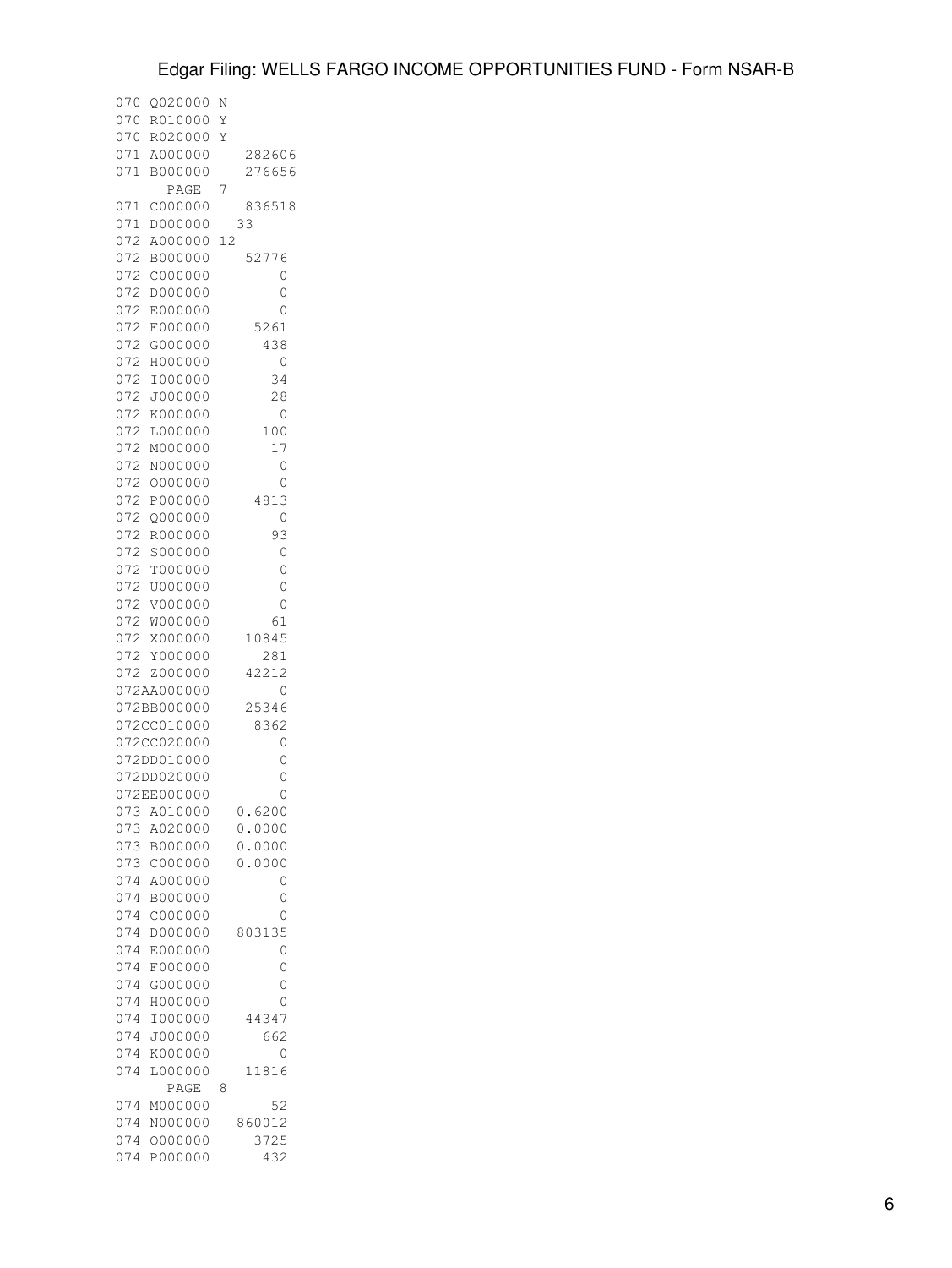```
070 Q020000 N
070 R010000 Y
070 R020000 Y
071 A000000    282606
071 B000000    276656
      PAGE  7
071 C000000    836518
071 D000000   33
072 A000000 12
072 B000000    52776
072 C000000        0
072 D000000        0
072 E000000        0
072 F000000     5261
072 G000000      438
072 H000000        0
072 I000000       34
072 J000000       28
072 K000000        0
072 L000000      100
072 M000000       17
072 N000000        0
072 O000000        0
072 P000000     4813
072 Q000000        0
072 R000000       93
072 S000000        0
072 T000000        0
072 U000000        0
072 V000000        0
072 W000000       61
072 X000000    10845
072 Y000000      281
072 Z000000    42212
072AA000000        0
072BB000000    25346
072CC010000     8362
072CC020000        0
072DD010000        0
072DD020000        0
072EE000000        0
073 A010000   0.6200
073 A020000   0.0000
073 B000000   0.0000
073 C000000   0.0000
074 A000000        0
074 B000000        0
074 C000000        0
074 D000000   803135
074 E000000        0
074 F000000        0
074 G000000        0
074 H000000        0
074 I000000    44347
074 J000000      662
074 K000000        0
074 L000000    11816
      PAGE  8
074 M000000       52
074 N000000   860012
074 O000000     3725
074 P000000      432
```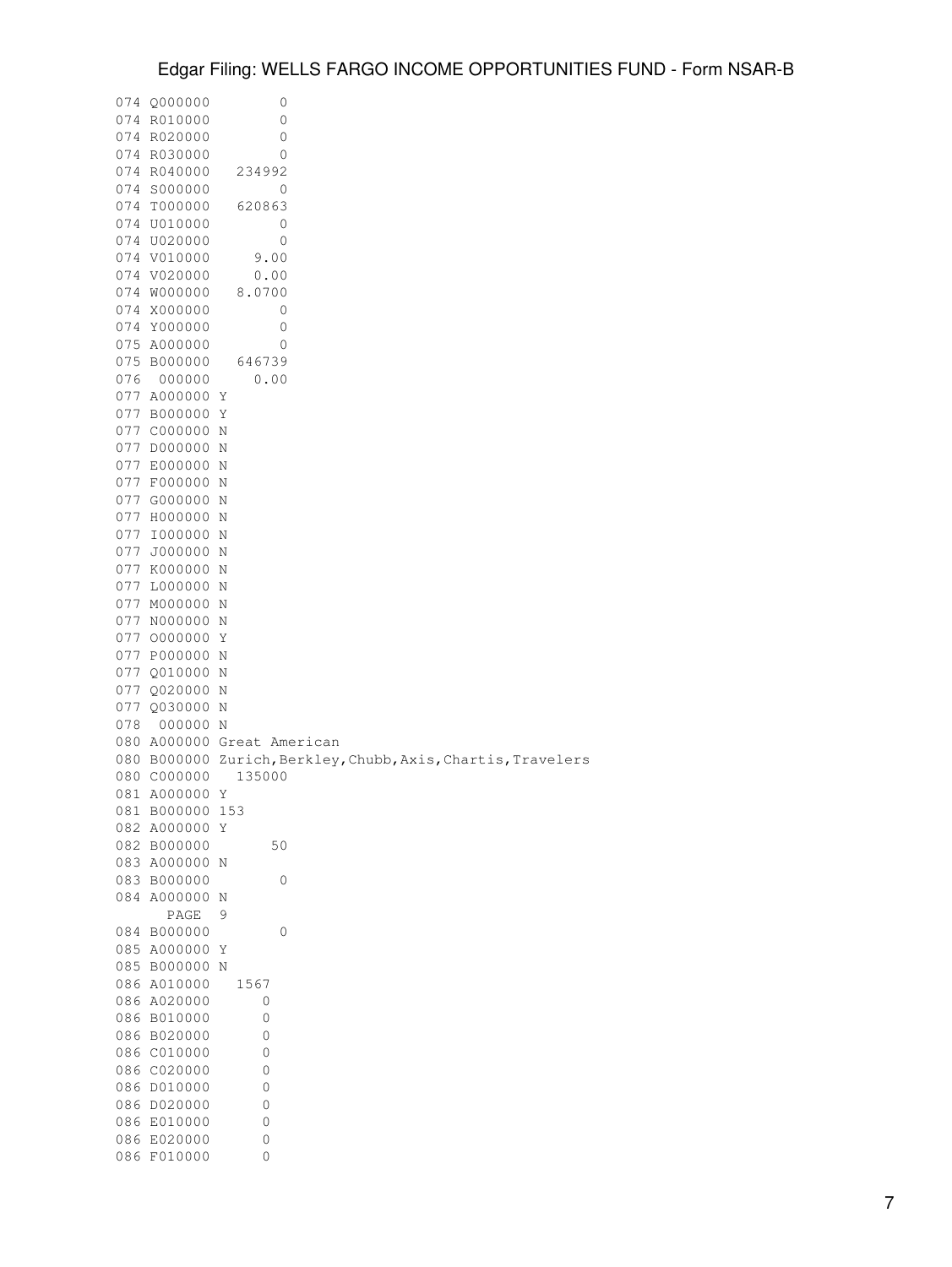```
074 Q000000        0
074 R010000        0
074 R020000        0
074 R030000        0
074 R040000   234992
074 S000000        0
074 T000000   620863
074 U010000        0
074 U020000        0
074 V010000     9.00
074 V020000     0.00
074 W000000   8.0700
074 X000000        0
074 Y000000        0
075 A000000        0
075 B000000   646739
076  000000     0.00
077 A000000 Y
077 B000000 Y
077 C000000 N
077 D000000 N
077 E000000 N
077 F000000 N
077 G000000 N
077 H000000 N
077 I000000 N
077 J000000 N
077 K000000 N
077 L000000 N
077 M000000 N
077 N000000 N
077 O000000 Y
077 P000000 N
077 Q010000 N
077 Q020000 N
077 Q030000 N
078  000000 N
080 A000000 Great American
080 B000000 Zurich,Berkley,Chubb,Axis,Chartis,Travelers
080 C000000   135000
081 A000000 Y
081 B000000 153
082 A000000 Y
082 B000000       50
083 A000000 N
083 B000000        0
084 A000000 N
      PAGE  9
084 B000000        0
085 A000000 Y
085 B000000 N
086 A010000   1567
086 A020000      0
086 B010000      0
086 B020000      0
086 C010000      0
086 C020000      0
086 D010000      0
086 D020000      0
086 E010000      0
086 E020000      0
086 F010000      0
```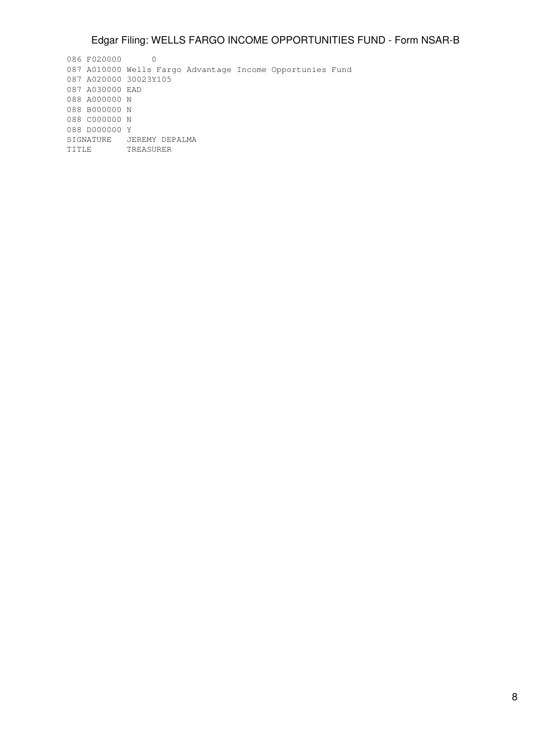```
086 F020000      0
087 A010000 Wells Fargo Advantage Income Opportunies Fund
087 A020000 30023Y105
087 A030000 EAD
088 A000000 N
088 B000000 N
088 C000000 N
088 D000000 Y
SIGNATURE   JEREMY DEPALMA
TITLE       TREASURER
```